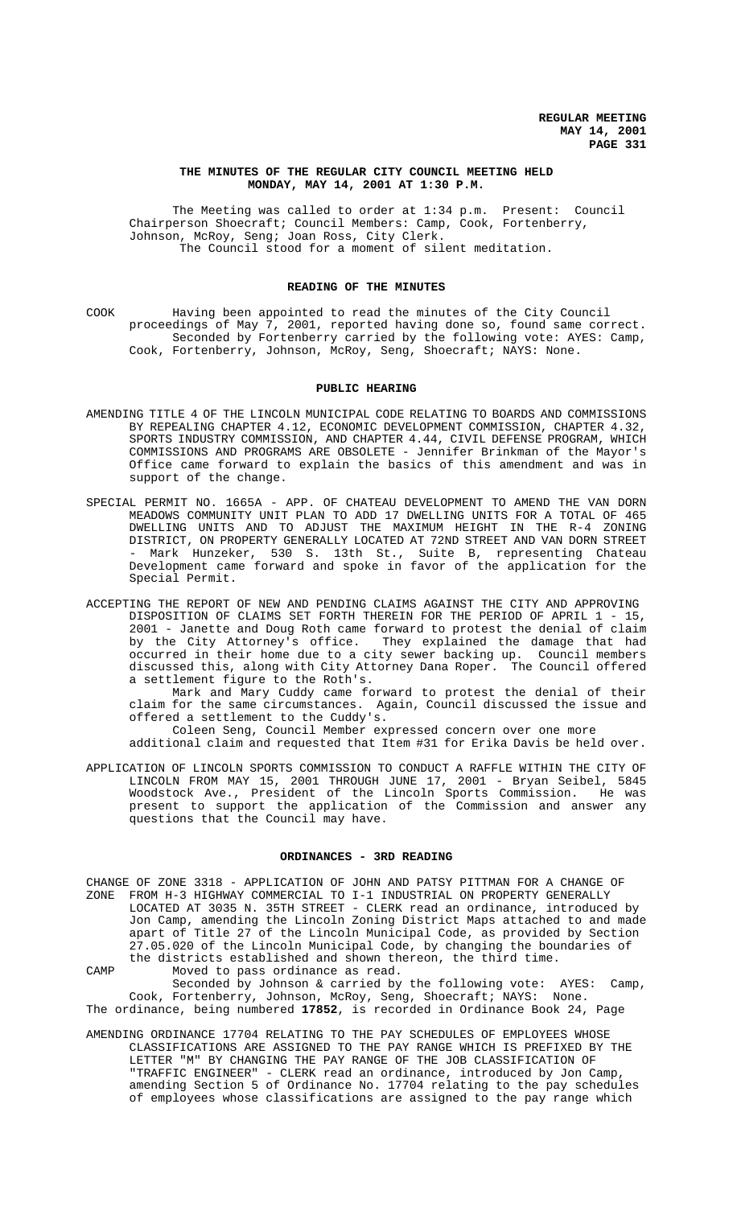# THE MINUTES OF THE REGULAR CITY COUNCIL MEETING HELD MONDAY, MAY 14, 2001 AT 1:30 P.M.

The Meeting was called to order at 1:34 p.m. Present: Council Chairperson Shoecraft; Council Members: Camp, Cook, Fortenberry, Johnson, McRoy, Seng; Joan Ross, City Clerk.

The Council stood for a moment of silent meditation.

## READING OF THE MINUTES

COOK Having been appointed to read the minutes of the City Council proceedings of May 7, 2001, reported having done so, found same correct.

Seconded by Fortenberry carried by the following vote: AYES: Camp, Cook, Fortenberry, Johnson, McRoy, Seng, Shoecraft; NAYS: None.

## PUBLIC HEARING

AMENDING TITLE 4 OF THE LINCOLN MUNICIPAL CODE RELATING TO BOARDS AND COMMISSIONS BY REPEALING CHAPTER 4.12, ECONOMIC DEVELOPMENT COMMISSION, CHAPTER 4.32, SPORTS INDUSTRY COMMISSION, AND CHAPTER 4.44, CIVIL DEFENSE PROGRAM, WHICH COMMISSIONS AND PROGRAMS ARE OBSOLETE - Jennifer Brinkman of the Mayor's Office came forward to explain the basics of this amendment and was in support of the change.

SPECIAL PERMIT NO. 1665A - APP. OF CHATEAU DEVELOPMENT TO AMEND THE VAN DORN MEADOWS COMMUNITY UNIT PLAN TO ADD 17 DWELLING UNITS FOR A TOTAL OF 465 DWELLING UNITS AND TO ADJUST THE MAXIMUM HEIGHT IN THE R-4 ZONING DISTRICT, ON PROPERTY GENERALLY LOCATED AT 72ND STREET AND VAN DORN STREET - Mark Hunzeker, 530 S. 13th St., Suite B, representing Chateau Development came forward and spoke in favor of the application for the Special Permit.

ACCEPTING THE REPORT OF NEW AND PENDING CLAIMS AGAINST THE CITY AND APPROVING DISPOSITION OF CLAIMS SET FORTH THEREIN FOR THE PERIOD OF APRIL 1 - 15, 2001 - Janette and Doug Roth came forward to protest the denial of claim by the City Attorney's office. They explained the damage that had occurred in their home due to a city sewer backing up. Council members discussed this, along with City Attorney Dana Roper. The Council offered a settlement figure to the Roth's.

Mark and Mary Cuddy came forward to protest the denial of their claim for the same circumstances. Again, Council discussed the issue and offered a settlement to the Cuddy's.

Coleen Seng, Council Member expressed concern over one more additional claim and requested that Item #31 for Erika Davis be held over.

APPLICATION OF LINCOLN SPORTS COMMISSION TO CONDUCT A RAFFLE WITHIN THE CITY OF LINCOLN FROM MAY 15, 2001 THROUGH JUNE 17, 2001 - Bryan Seibel, 5845 Woodstock Ave., President of the Lincoln Sports Commission. He was present to support the application of the Commission and answer any questions that the Council may have.

## ORDINANCES - 3RD READING

CHANGE OF ZONE 3318 - APPLICATION OF JOHN AND PATSY PITTMAN FOR A CHANGE OF ZONE FROM H-3 HIGHWAY COMMERCIAL TO I-1 INDUSTRIAL ON PROPERTY GENERALLY LOCATED AT 3035 N. 35TH STREET - CLERK read an ordinance, introduced by Jon Camp, amending the Lincoln Zoning District Maps attached to and made apart of Title 27 of the Lincoln Municipal Code, as provided by Section 27.05.020 of the Lincoln Municipal Code, by changing the boundaries of the districts established and shown thereon, the third time.

CAMP Moved to pass ordinance as read.

Seconded by Johnson & carried by the following vote: AYES: Camp, Cook, Fortenberry, Johnson, McRoy, Seng, Shoecraft; NAYS: None.

The ordinance, being numbered **17852**, is recorded in Ordinance Book 24, Page

AMENDING ORDINANCE 17704 RELATING TO THE PAY SCHEDULES OF EMPLOYEES WHOSE CLASSIFICATIONS ARE ASSIGNED TO THE PAY RANGE WHICH IS PREFIXED BY THE LETTER "M" BY CHANGING THE PAY RANGE OF THE JOB CLASSIFICATION OF "TRAFFIC ENGINEER" - CLERK read an ordinance, introduced by Jon Camp, amending Section 5 of Ordinance No. 17704 relating to the pay schedules of employees whose classifications are assigned to the pay range which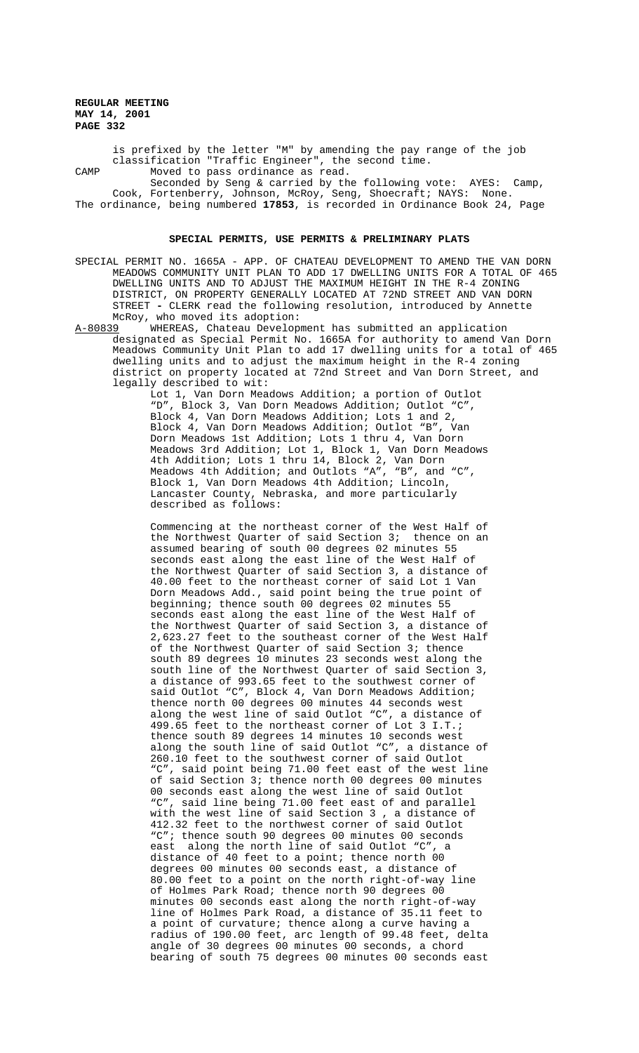is prefixed by the letter "M" by amending the pay range of the job classification "Traffic Engineer", the second time.

CAMP Moved to pass ordinance as read.

Seconded by Seng & carried by the following vote: AYES: Camp, Cook, Fortenberry, Johnson, McRoy, Seng, Shoecraft; NAYS: None.

The ordinance, being numbered **17853**, is recorded in Ordinance Book 24, Page

## SPECIAL PERMITS, USE PERMITS & PRELIMINARY PLATS

SPECIAL PERMIT NO. 1665A - APP. OF CHATEAU DEVELOPMENT TO AMEND THE VAN DORN MEADOWS COMMUNITY UNIT PLAN TO ADD 17 DWELLING UNITS FOR A TOTAL OF 465 DWELLING UNITS AND TO ADJUST THE MAXIMUM HEIGHT IN THE R-4 ZONING DISTRICT, ON PROPERTY GENERALLY LOCATED AT 72ND STREET AND VAN DORN STREET - CLERK read the following resolution, introduced by Annette McRoy, who moved its adoption:

A-80839 WHEREAS, Chateau Development has submitted an application designated as Special Permit No. 1665A for authority to amend Van Dorn Meadows Community Unit Plan to add 17 dwelling units for a total of 465 dwelling units and to adjust the maximum height in the R-4 zoning district on property located at 72nd Street and Van Dorn Street, and legally described to wit:

Lot 1, Van Dorn Meadows Addition; a portion of Outlot "D", Block 3, Van Dorn Meadows Addition; Outlot "C", Block 4, Van Dorn Meadows Addition; Lots 1 and 2, Block 4, Van Dorn Meadows Addition; Outlot "B", Van Dorn Meadows 1st Addition; Lots 1 thru 4, Van Dorn Meadows 3rd Addition; Lot 1, Block 1, Van Dorn Meadows 4th Addition; Lots 1 thru 14, Block 2, Van Dorn Meadows 4th Addition; and Outlots "A", "B", and "C", Block 1, Van Dorn Meadows 4th Addition; Lincoln, Lancaster County, Nebraska, and more particularly described as follows:

Commencing at the northeast corner of the West Half of the Northwest Quarter of said Section 3; thence on an assumed bearing of south 00 degrees 02 minutes 55 seconds east along the east line of the West Half of the Northwest Quarter of said Section 3, a distance of 40.00 feet to the northeast corner of said Lot 1 Van Dorn Meadows Add., said point being the true point of beginning; thence south 00 degrees 02 minutes 55 seconds east along the east line of the West Half of the Northwest Quarter of said Section 3, a distance of 2,623.27 feet to the southeast corner of the West Half of the Northwest Quarter of said Section 3; thence south 89 degrees 10 minutes 23 seconds west along the south line of the Northwest Quarter of said Section 3, a distance of 993.65 feet to the southwest corner of said Outlot "C", Block 4, Van Dorn Meadows Addition; thence north 00 degrees 00 minutes 44 seconds west along the west line of said Outlot "C", a distance of 499.65 feet to the northeast corner of Lot 3 I.T.; thence south 89 degrees 14 minutes 10 seconds west along the south line of said Outlot "C", a distance of 260.10 feet to the southwest corner of said Outlot "C", said point being 71.00 feet east of the west line of said Section 3; thence north 00 degrees 00 minutes 00 seconds east along the west line of said Outlot "C", said line being 71.00 feet east of and parallel with the west line of said Section 3 , a distance of 412.32 feet to the northwest corner of said Outlot "C"; thence south 90 degrees 00 minutes 00 seconds east along the north line of said Outlot "C", a distance of 40 feet to a point; thence north 00 degrees 00 minutes 00 seconds east, a distance of 80.00 feet to a point on the north right-of-way line of Holmes Park Road; thence north 90 degrees 00 minutes 00 seconds east along the north right-of-way line of Holmes Park Road, a distance of 35.11 feet to a point of curvature; thence along a curve having a radius of 190.00 feet, arc length of 99.48 feet, delta angle of 30 degrees 00 minutes 00 seconds, a chord bearing of south 75 degrees 00 minutes 00 seconds east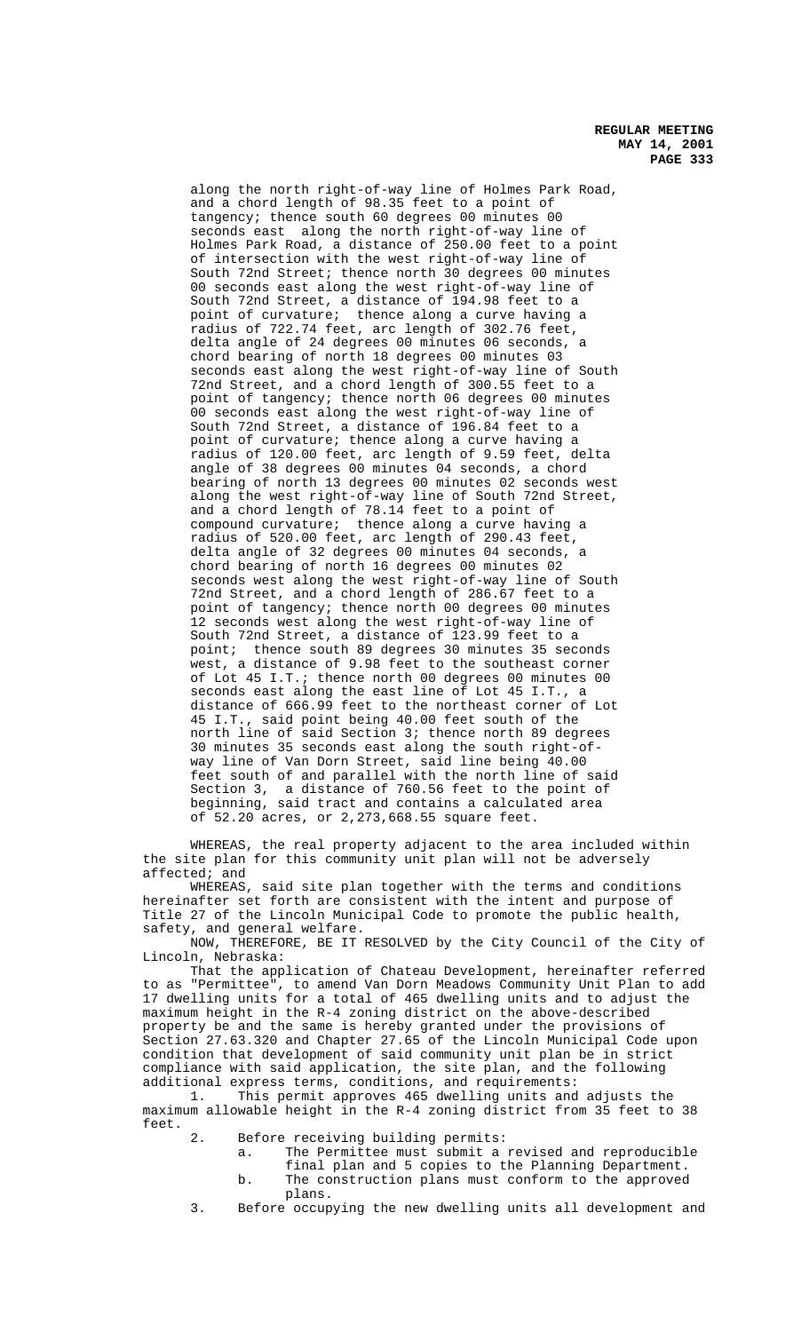along the north right-of-way line of Holmes Park Road, and a chord length of 98.35 feet to a point of tangency; thence south 60 degrees 00 minutes 00 seconds east along the north right-of-way line of Holmes Park Road, a distance of 250.00 feet to a point of intersection with the west right-of-way line of South 72nd Street; thence north 30 degrees 00 minutes 00 seconds east along the west right-of-way line of South 72nd Street, a distance of 194.98 feet to a point of curvature; thence along a curve having a radius of 722.74 feet, arc length of 302.76 feet, delta angle of 24 degrees 00 minutes 06 seconds, a chord bearing of north 18 degrees 00 minutes 03 seconds east along the west right-of-way line of South 72nd Street, and a chord length of 300.55 feet to a point of tangency; thence north 06 degrees 00 minutes 00 seconds east along the west right-of-way line of South 72nd Street, a distance of 196.84 feet to a point of curvature; thence along a curve having a radius of 120.00 feet, arc length of 9.59 feet, delta angle of 38 degrees 00 minutes 04 seconds, a chord bearing of north 13 degrees 00 minutes 02 seconds west along the west right-of-way line of South 72nd Street, and a chord length of 78.14 feet to a point of compound curvature; thence along a curve having a radius of 520.00 feet, arc length of 290.43 feet, delta angle of 32 degrees 00 minutes 04 seconds, a chord bearing of north 16 degrees 00 minutes 02 seconds west along the west right-of-way line of South 72nd Street, and a chord length of 286.67 feet to a point of tangency; thence north 00 degrees 00 minutes 12 seconds west along the west right-of-way line of South 72nd Street, a distance of 123.99 feet to a point; thence south 89 degrees 30 minutes 35 seconds west, a distance of 9.98 feet to the southeast corner of Lot 45 I.T.; thence north 00 degrees 00 minutes 00 seconds east along the east line of Lot 45 I.T., a distance of 666.99 feet to the northeast corner of Lot 45 I.T., said point being 40.00 feet south of the north line of said Section 3; thence north 89 degrees 30 minutes 35 seconds east along the south right-of-way line of Van Dorn Street, said line being 40.00 feet south of and parallel with the north line of said Section 3, a distance of 760.56 feet to the point of beginning, said tract and contains a calculated area of 52.20 acres, or 2,273,668.55 square feet.

WHEREAS, the real property adjacent to the area included within the site plan for this community unit plan will not be adversely affected; and

WHEREAS, said site plan together with the terms and conditions hereinafter set forth are consistent with the intent and purpose of Title 27 of the Lincoln Municipal Code to promote the public health, safety, and general welfare.

NOW, THEREFORE, BE IT RESOLVED by the City Council of the City of Lincoln, Nebraska:

That the application of Chateau Development, hereinafter referred to as "Permittee", to amend Van Dorn Meadows Community Unit Plan to add 17 dwelling units for a total of 465 dwelling units and to adjust the maximum height in the R-4 zoning district on the above-described property be and the same is hereby granted under the provisions of Section 27.63.320 and Chapter 27.65 of the Lincoln Municipal Code upon condition that development of said community unit plan be in strict compliance with said application, the site plan, and the following additional express terms, conditions, and requirements:

1. This permit approves 465 dwelling units and adjusts the maximum allowable height in the R-4 zoning district from 35 feet to 38 feet.
2. Before receiving building permits:
   a. The Permittee must submit a revised and reproducible final plan and 5 copies to the Planning Department.
   b. The construction plans must conform to the approved plans.
3. Before occupying the new dwelling units all development and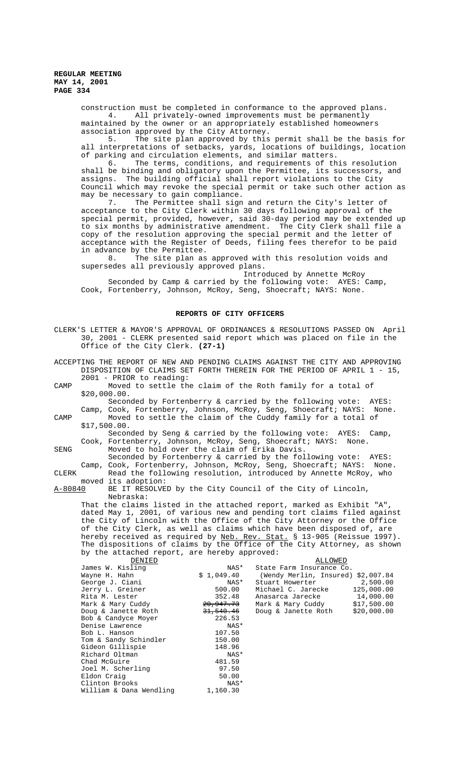construction must be completed in conformance to the approved plans.

4. All privately-owned improvements must be permanently maintained by the owner or an appropriately established homeowners association approved by the City Attorney.

5. The site plan approved by this permit shall be the basis for all interpretations of setbacks, yards, locations of buildings, location of parking and circulation elements, and similar matters.

6. The terms, conditions, and requirements of this resolution shall be binding and obligatory upon the Permittee, its successors, and assigns. The building official shall report violations to the City Council which may revoke the special permit or take such other action as may be necessary to gain compliance.

7. The Permittee shall sign and return the City's letter of acceptance to the City Clerk within 30 days following approval of the special permit, provided, however, said 30-day period may be extended up to six months by administrative amendment. The City Clerk shall file a copy of the resolution approving the special permit and the letter of acceptance with the Register of Deeds, filing fees therefor to be paid in advance by the Permittee.

8. The site plan as approved with this resolution voids and supersedes all previously approved plans.

Introduced by Annette McRoy

Seconded by Camp & carried by the following vote: AYES: Camp, Cook, Fortenberry, Johnson, McRoy, Seng, Shoecraft; NAYS: None.

## REPORTS OF CITY OFFICERS

CLERK'S LETTER & MAYOR'S APPROVAL OF ORDINANCES & RESOLUTIONS PASSED ON April 30, 2001 - CLERK presented said report which was placed on file in the Office of the City Clerk. **(27-1)**

ACCEPTING THE REPORT OF NEW AND PENDING CLAIMS AGAINST THE CITY AND APPROVING DISPOSITION OF CLAIMS SET FORTH THEREIN FOR THE PERIOD OF APRIL 1 - 15, 2001 - PRIOR to reading:

CAMP Moved to settle the claim of the Roth family for a total of $20,000.00.

Seconded by Fortenberry & carried by the following vote: AYES: Camp, Cook, Fortenberry, Johnson, McRoy, Seng, Shoecraft; NAYS: None.

CAMP Moved to settle the claim of the Cuddy family for a total of $17,500.00.

Seconded by Seng & carried by the following vote: AYES: Camp, Cook, Fortenberry, Johnson, McRoy, Seng, Shoecraft; NAYS: None.

SENG Moved to hold over the claim of Erika Davis.

Seconded by Fortenberry & carried by the following vote: AYES: Camp, Cook, Fortenberry, Johnson, McRoy, Seng, Shoecraft; NAYS: None.

CLERK Read the following resolution, introduced by Annette McRoy, who moved its adoption:

A-80840 BE IT RESOLVED by the City Council of the City of Lincoln, Nebraska:

That the claims listed in the attached report, marked as Exhibit "A", dated May 1, 2001, of various new and pending tort claims filed against the City of Lincoln with the Office of the City Attorney or the Office of the City Clerk, as well as claims which have been disposed of, are hereby received as required by Neb. Rev. Stat. § 13-905 (Reissue 1997). The dispositions of claims by the Office of the City Attorney, as shown by the attached report, are hereby approved:

| DENIED | | ALLOWED | |
|---|---|---|---|
| James W. Kisling | NAS* | State Farm Insurance Co. | |
| Wayne H. Hahn | $ 1,049.40 | (Wendy Merlin, Insured) | $2,007.84 |
| George J. Ciani | NAS* | Stuart Howerter | 2,500.00 |
| Jerry L. Greiner | 500.00 | Michael C. Jarecke | 125,000.00 |
| Rita M. Lester | 352.48 | Anasarca Jarecke | 14,000.00 |
| Mark & Mary Cuddy | ~~20,947.73~~ | Mark & Mary Cuddy | $17,500.00 |
| Doug & Janette Roth | ~~31,540.46~~ | Doug & Janette Roth | $20,000.00 |
| Bob & Candyce Moyer | 226.53 | | |
| Denise Lawrence | NAS* | | |
| Bob L. Hanson | 107.50 | | |
| Tom & Sandy Schindler | 150.00 | | |
| Gideon Gillispie | 148.96 | | |
| Richard Oltman | NAS* | | |
| Chad McGuire | 481.59 | | |
| Joel M. Scherling | 97.50 | | |
| Eldon Craig | 50.00 | | |
| Clinton Brooks | NAS* | | |
| William & Dana Wendling | 1,160.30 | | |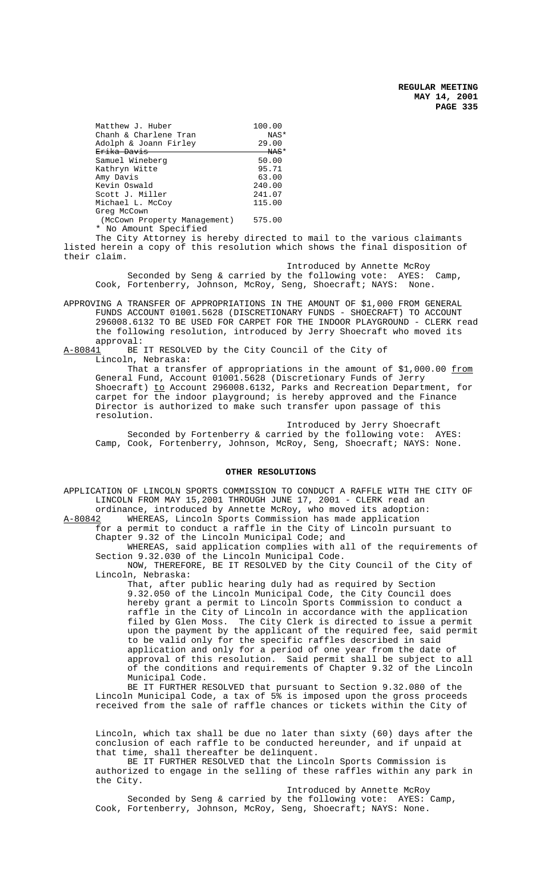| Matthew J. Huber | 100.00 |
|---|---|
| Chanh & Charlene Tran | NAS* |
| Adolph & Joann Firley | 29.00 |
| ~~Erika Davis~~ | ~~NAS*~~ |
| Samuel Wineberg | 50.00 |
| Kathryn Witte | 95.71 |
| Amy Davis | 63.00 |
| Kevin Oswald | 240.00 |
| Scott J. Miller | 241.07 |
| Michael L. McCoy | 115.00 |
| Greg McCown (McCown Property Management) | 575.00 |

\* No Amount Specified

The City Attorney is hereby directed to mail to the various claimants listed herein a copy of this resolution which shows the final disposition of their claim.

Introduced by Annette McRoy

Seconded by Seng & carried by the following vote: AYES: Camp, Cook, Fortenberry, Johnson, McRoy, Seng, Shoecraft; NAYS: None.

APPROVING A TRANSFER OF APPROPRIATIONS IN THE AMOUNT OF $1,000 FROM GENERAL FUNDS ACCOUNT 01001.5628 (DISCRETIONARY FUNDS - SHOECRAFT) TO ACCOUNT 296008.6132 TO BE USED FOR CARPET FOR THE INDOOR PLAYGROUND - CLERK read the following resolution, introduced by Jerry Shoecraft who moved its approval:

A-80841 BE IT RESOLVED by the City Council of the City of Lincoln, Nebraska:

That a transfer of appropriations in the amount of $1,000.00 from General Fund, Account 01001.5628 (Discretionary Funds of Jerry Shoecraft) to Account 296008.6132, Parks and Recreation Department, for carpet for the indoor playground; is hereby approved and the Finance Director is authorized to make such transfer upon passage of this resolution.

Introduced by Jerry Shoecraft

Seconded by Fortenberry & carried by the following vote: AYES: Camp, Cook, Fortenberry, Johnson, McRoy, Seng, Shoecraft; NAYS: None.

## OTHER RESOLUTIONS

APPLICATION OF LINCOLN SPORTS COMMISSION TO CONDUCT A RAFFLE WITH THE CITY OF LINCOLN FROM MAY 15,2001 THROUGH JUNE 17, 2001 - CLERK read an ordinance, introduced by Annette McRoy, who moved its adoption:

A-80842 WHEREAS, Lincoln Sports Commission has made application for a permit to conduct a raffle in the City of Lincoln pursuant to Chapter 9.32 of the Lincoln Municipal Code; and

WHEREAS, said application complies with all of the requirements of Section 9.32.030 of the Lincoln Municipal Code.

NOW, THEREFORE, BE IT RESOLVED by the City Council of the City of Lincoln, Nebraska:

That, after public hearing duly had as required by Section 9.32.050 of the Lincoln Municipal Code, the City Council does hereby grant a permit to Lincoln Sports Commission to conduct a raffle in the City of Lincoln in accordance with the application filed by Glen Moss. The City Clerk is directed to issue a permit upon the payment by the applicant of the required fee, said permit to be valid only for the specific raffles described in said application and only for a period of one year from the date of approval of this resolution. Said permit shall be subject to all of the conditions and requirements of Chapter 9.32 of the Lincoln Municipal Code.

BE IT FURTHER RESOLVED that pursuant to Section 9.32.080 of the Lincoln Municipal Code, a tax of 5% is imposed upon the gross proceeds received from the sale of raffle chances or tickets within the City of Lincoln, which tax shall be due no later than sixty (60) days after the conclusion of each raffle to be conducted hereunder, and if unpaid at that time, shall thereafter be delinquent.

BE IT FURTHER RESOLVED that the Lincoln Sports Commission is authorized to engage in the selling of these raffles within any park in the City.

Introduced by Annette McRoy

Seconded by Seng & carried by the following vote: AYES: Camp, Cook, Fortenberry, Johnson, McRoy, Seng, Shoecraft; NAYS: None.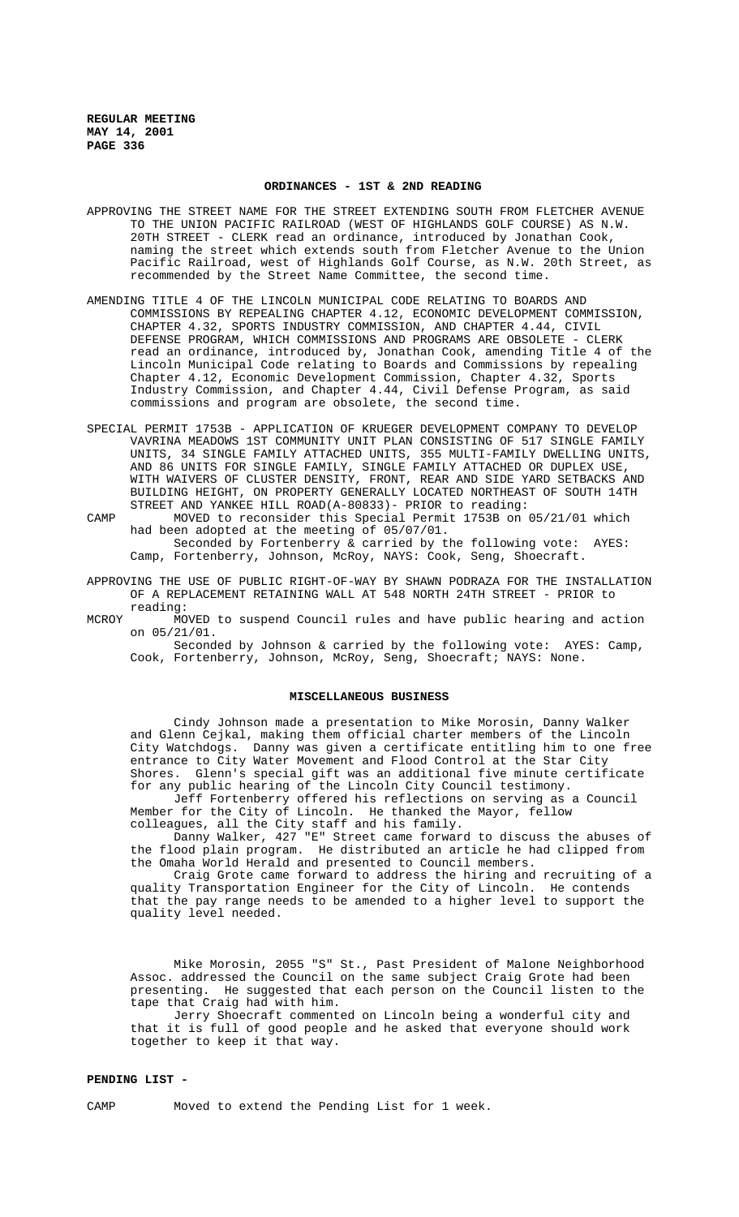## ORDINANCES - 1ST & 2ND READING

APPROVING THE STREET NAME FOR THE STREET EXTENDING SOUTH FROM FLETCHER AVENUE TO THE UNION PACIFIC RAILROAD (WEST OF HIGHLANDS GOLF COURSE) AS N.W. 20TH STREET - CLERK read an ordinance, introduced by Jonathan Cook, naming the street which extends south from Fletcher Avenue to the Union Pacific Railroad, west of Highlands Golf Course, as N.W. 20th Street, as recommended by the Street Name Committee, the second time.

AMENDING TITLE 4 OF THE LINCOLN MUNICIPAL CODE RELATING TO BOARDS AND COMMISSIONS BY REPEALING CHAPTER 4.12, ECONOMIC DEVELOPMENT COMMISSION, CHAPTER 4.32, SPORTS INDUSTRY COMMISSION, AND CHAPTER 4.44, CIVIL DEFENSE PROGRAM, WHICH COMMISSIONS AND PROGRAMS ARE OBSOLETE - CLERK read an ordinance, introduced by, Jonathan Cook, amending Title 4 of the Lincoln Municipal Code relating to Boards and Commissions by repealing Chapter 4.12, Economic Development Commission, Chapter 4.32, Sports Industry Commission, and Chapter 4.44, Civil Defense Program, as said commissions and program are obsolete, the second time.

SPECIAL PERMIT 1753B - APPLICATION OF KRUEGER DEVELOPMENT COMPANY TO DEVELOP VAVRINA MEADOWS 1ST COMMUNITY UNIT PLAN CONSISTING OF 517 SINGLE FAMILY UNITS, 34 SINGLE FAMILY ATTACHED UNITS, 355 MULTI-FAMILY DWELLING UNITS, AND 86 UNITS FOR SINGLE FAMILY, SINGLE FAMILY ATTACHED OR DUPLEX USE, WITH WAIVERS OF CLUSTER DENSITY, FRONT, REAR AND SIDE YARD SETBACKS AND BUILDING HEIGHT, ON PROPERTY GENERALLY LOCATED NORTHEAST OF SOUTH 14TH STREET AND YANKEE HILL ROAD(A-80833)- PRIOR to reading:

CAMP MOVED to reconsider this Special Permit 1753B on 05/21/01 which had been adopted at the meeting of 05/07/01.
Seconded by Fortenberry & carried by the following vote: AYES: Camp, Fortenberry, Johnson, McRoy, NAYS: Cook, Seng, Shoecraft.

APPROVING THE USE OF PUBLIC RIGHT-OF-WAY BY SHAWN PODRAZA FOR THE INSTALLATION OF A REPLACEMENT RETAINING WALL AT 548 NORTH 24TH STREET - PRIOR to reading:

MCROY MOVED to suspend Council rules and have public hearing and action on 05/21/01.
Seconded by Johnson & carried by the following vote: AYES: Camp, Cook, Fortenberry, Johnson, McRoy, Seng, Shoecraft; NAYS: None.

## MISCELLANEOUS BUSINESS

Cindy Johnson made a presentation to Mike Morosin, Danny Walker and Glenn Cejkal, making them official charter members of the Lincoln City Watchdogs. Danny was given a certificate entitling him to one free entrance to City Water Movement and Flood Control at the Star City Shores. Glenn's special gift was an additional five minute certificate for any public hearing of the Lincoln City Council testimony.

Jeff Fortenberry offered his reflections on serving as a Council Member for the City of Lincoln. He thanked the Mayor, fellow colleagues, all the City staff and his family.

Danny Walker, 427 "E" Street came forward to discuss the abuses of the flood plain program. He distributed an article he had clipped from the Omaha World Herald and presented to Council members.

Craig Grote came forward to address the hiring and recruiting of a quality Transportation Engineer for the City of Lincoln. He contends that the pay range needs to be amended to a higher level to support the quality level needed.

Mike Morosin, 2055 "S" St., Past President of Malone Neighborhood Assoc. addressed the Council on the same subject Craig Grote had been presenting. He suggested that each person on the Council listen to the tape that Craig had with him.

Jerry Shoecraft commented on Lincoln being a wonderful city and that it is full of good people and he asked that everyone should work together to keep it that way.

## PENDING LIST -

CAMP Moved to extend the Pending List for 1 week.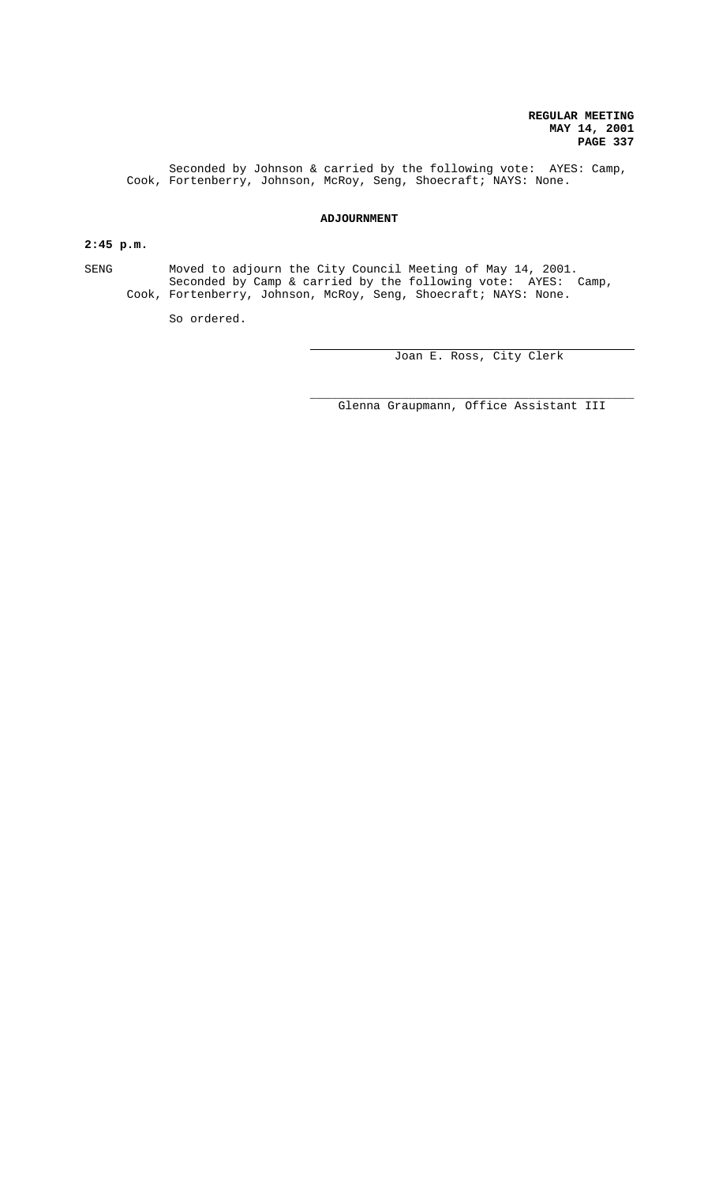Seconded by Johnson & carried by the following vote: AYES: Camp, Cook, Fortenberry, Johnson, McRoy, Seng, Shoecraft; NAYS: None.

## ADJOURNMENT

**2:45 p.m.**

SENG Moved to adjourn the City Council Meeting of May 14, 2001.
Seconded by Camp & carried by the following vote: AYES: Camp, Cook, Fortenberry, Johnson, McRoy, Seng, Shoecraft; NAYS: None.

So ordered.

Joan E. Ross, City Clerk

Glenna Graupmann, Office Assistant III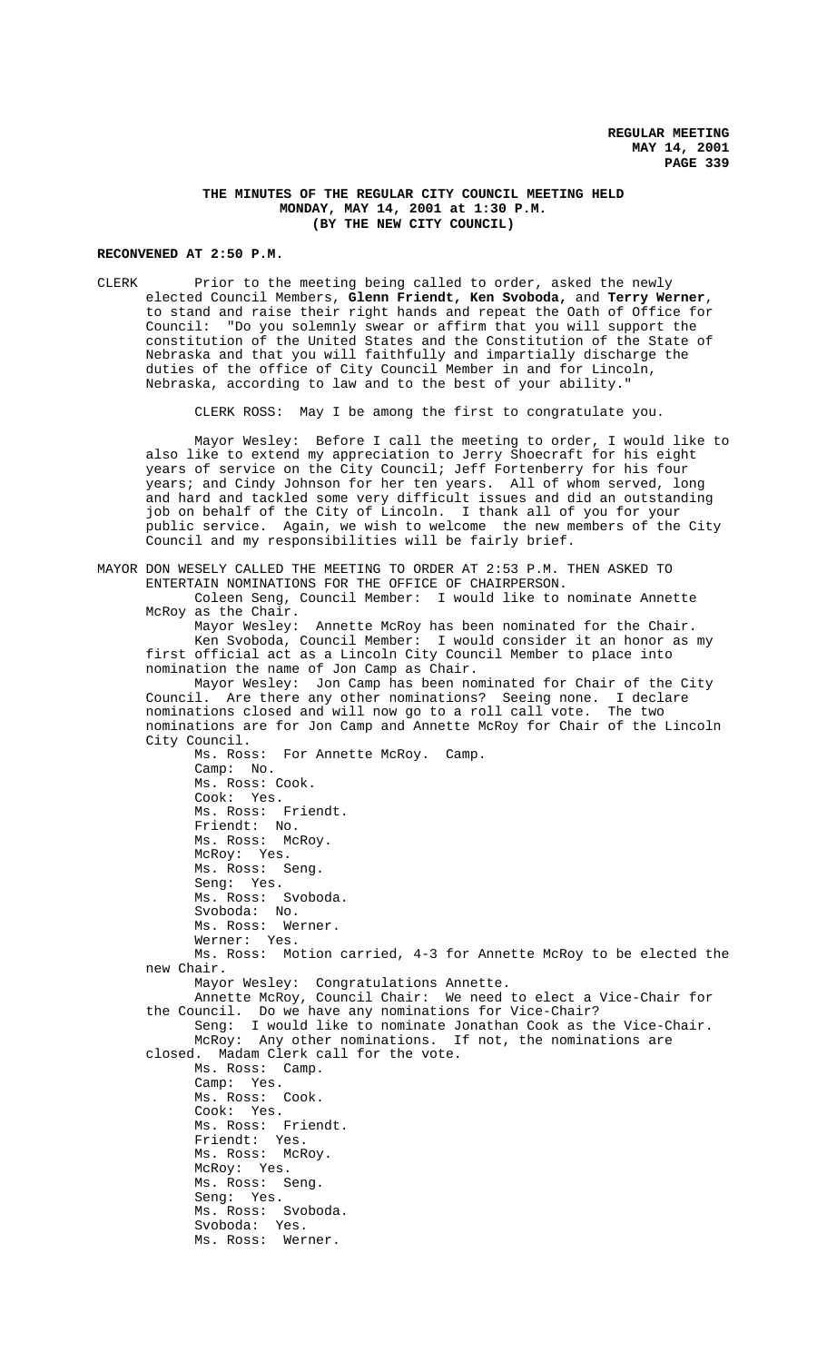# THE MINUTES OF THE REGULAR CITY COUNCIL MEETING HELD MONDAY, MAY 14, 2001 at 1:30 P.M. (BY THE NEW CITY COUNCIL)

**RECONVENED AT 2:50 P.M.**

CLERK Prior to the meeting being called to order, asked the newly elected Council Members, **Glenn Friendt, Ken Svoboda,** and **Terry Werner**, to stand and raise their right hands and repeat the Oath of Office for Council: "Do you solemnly swear or affirm that you will support the constitution of the United States and the Constitution of the State of Nebraska and that you will faithfully and impartially discharge the duties of the office of City Council Member in and for Lincoln, Nebraska, according to law and to the best of your ability."

CLERK ROSS: May I be among the first to congratulate you.

Mayor Wesley: Before I call the meeting to order, I would like to also like to extend my appreciation to Jerry Shoecraft for his eight years of service on the City Council; Jeff Fortenberry for his four years; and Cindy Johnson for her ten years. All of whom served, long and hard and tackled some very difficult issues and did an outstanding job on behalf of the City of Lincoln. I thank all of you for your public service. Again, we wish to welcome the new members of the City Council and my responsibilities will be fairly brief.

MAYOR DON WESELY CALLED THE MEETING TO ORDER AT 2:53 P.M. THEN ASKED TO ENTERTAIN NOMINATIONS FOR THE OFFICE OF CHAIRPERSON.

Coleen Seng, Council Member: I would like to nominate Annette McRoy as the Chair.

Mayor Wesley: Annette McRoy has been nominated for the Chair.

Ken Svoboda, Council Member: I would consider it an honor as my first official act as a Lincoln City Council Member to place into nomination the name of Jon Camp as Chair.

Mayor Wesley: Jon Camp has been nominated for Chair of the City Council. Are there any other nominations? Seeing none. I declare nominations closed and will now go to a roll call vote. The two nominations are for Jon Camp and Annette McRoy for Chair of the Lincoln City Council.

Ms. Ross: For Annette McRoy. Camp.
Camp: No.
Ms. Ross: Cook.
Cook: Yes.
Ms. Ross: Friendt.
Friendt: No.
Ms. Ross: McRoy.
McRoy: Yes.
Ms. Ross: Seng.
Seng: Yes.
Ms. Ross: Svoboda.
Svoboda: No.
Ms. Ross: Werner.
Werner: Yes.
Ms. Ross: Motion carried, 4-3 for Annette McRoy to be elected the new Chair.

Mayor Wesley: Congratulations Annette.

Annette McRoy, Council Chair: We need to elect a Vice-Chair for the Council. Do we have any nominations for Vice-Chair?

Seng: I would like to nominate Jonathan Cook as the Vice-Chair.

McRoy: Any other nominations. If not, the nominations are closed. Madam Clerk call for the vote.

Ms. Ross: Camp.
Camp: Yes.
Ms. Ross: Cook.
Cook: Yes.
Ms. Ross: Friendt.
Friendt: Yes.
Ms. Ross: McRoy.
McRoy: Yes.
Ms. Ross: Seng.
Seng: Yes.
Ms. Ross: Svoboda.
Svoboda: Yes.
Ms. Ross: Werner.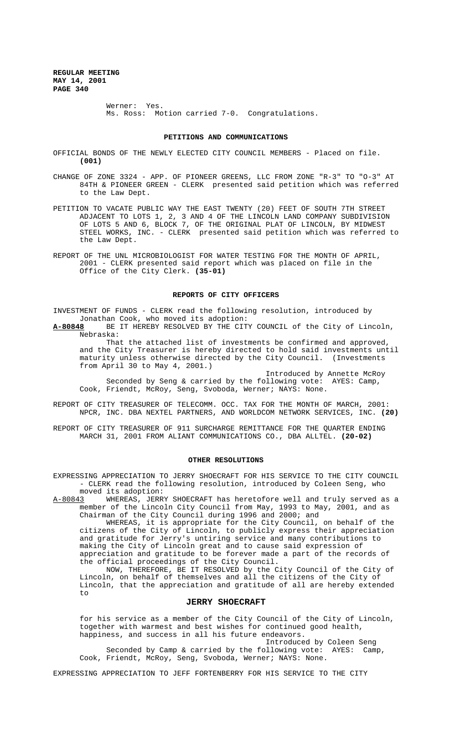Werner: Yes.
Ms. Ross: Motion carried 7-0. Congratulations.

## PETITIONS AND COMMUNICATIONS

OFFICIAL BONDS OF THE NEWLY ELECTED CITY COUNCIL MEMBERS - Placed on file. **(001)**

CHANGE OF ZONE 3324 - APP. OF PIONEER GREENS, LLC FROM ZONE "R-3" TO "O-3" AT 84TH & PIONEER GREEN - CLERK presented said petition which was referred to the Law Dept.

PETITION TO VACATE PUBLIC WAY THE EAST TWENTY (20) FEET OF SOUTH 7TH STREET ADJACENT TO LOTS 1, 2, 3 AND 4 OF THE LINCOLN LAND COMPANY SUBDIVISION OF LOTS 5 AND 6, BLOCK 7, OF THE ORIGINAL PLAT OF LINCOLN, BY MIDWEST STEEL WORKS, INC. - CLERK presented said petition which was referred to the Law Dept.

REPORT OF THE UNL MICROBIOLOGIST FOR WATER TESTING FOR THE MONTH OF APRIL, 2001 - CLERK presented said report which was placed on file in the Office of the City Clerk. **(35-01)**

## REPORTS OF CITY OFFICERS

INVESTMENT OF FUNDS - CLERK read the following resolution, introduced by Jonathan Cook, who moved its adoption:

**A-80848** BE IT HEREBY RESOLVED BY THE CITY COUNCIL of the City of Lincoln, Nebraska:

That the attached list of investments be confirmed and approved, and the City Treasurer is hereby directed to hold said investments until maturity unless otherwise directed by the City Council. (Investments from April 30 to May 4, 2001.)

Introduced by Annette McRoy

Seconded by Seng & carried by the following vote: AYES: Camp, Cook, Friendt, McRoy, Seng, Svoboda, Werner; NAYS: None.

REPORT OF CITY TREASURER OF TELECOMM. OCC. TAX FOR THE MONTH OF MARCH, 2001: NPCR, INC. DBA NEXTEL PARTNERS, AND WORLDCOM NETWORK SERVICES, INC. **(20)**

REPORT OF CITY TREASURER OF 911 SURCHARGE REMITTANCE FOR THE QUARTER ENDING MARCH 31, 2001 FROM ALIANT COMMUNICATIONS CO., DBA ALLTEL. **(20-02)**

## OTHER RESOLUTIONS

EXPRESSING APPRECIATION TO JERRY SHOECRAFT FOR HIS SERVICE TO THE CITY COUNCIL - CLERK read the following resolution, introduced by Coleen Seng, who moved its adoption:

A-80843 WHEREAS, JERRY SHOECRAFT has heretofore well and truly served as a member of the Lincoln City Council from May, 1993 to May, 2001, and as Chairman of the City Council during 1996 and 2000; and

WHEREAS, it is appropriate for the City Council, on behalf of the citizens of the City of Lincoln, to publicly express their appreciation and gratitude for Jerry's untiring service and many contributions to making the City of Lincoln great and to cause said expression of appreciation and gratitude to be forever made a part of the records of the official proceedings of the City Council.

NOW, THEREFORE, BE IT RESOLVED by the City Council of the City of Lincoln, on behalf of themselves and all the citizens of the City of Lincoln, that the appreciation and gratitude of all are hereby extended to

**JERRY SHOECRAFT**

for his service as a member of the City Council of the City of Lincoln, together with warmest and best wishes for continued good health, happiness, and success in all his future endeavors.

Introduced by Coleen Seng

Seconded by Camp & carried by the following vote: AYES: Camp, Cook, Friendt, McRoy, Seng, Svoboda, Werner; NAYS: None.

EXPRESSING APPRECIATION TO JEFF FORTENBERRY FOR HIS SERVICE TO THE CITY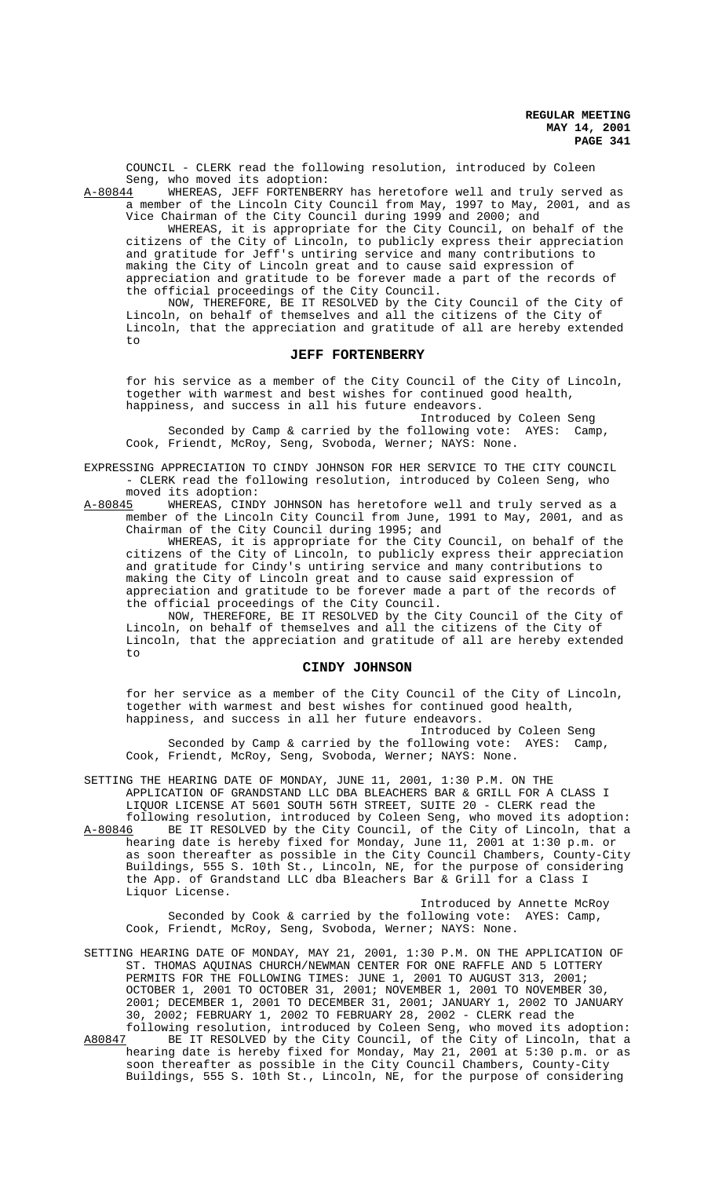COUNCIL - CLERK read the following resolution, introduced by Coleen Seng, who moved its adoption:

A-80844 WHEREAS, JEFF FORTENBERRY has heretofore well and truly served as a member of the Lincoln City Council from May, 1997 to May, 2001, and as Vice Chairman of the City Council during 1999 and 2000; and

WHEREAS, it is appropriate for the City Council, on behalf of the citizens of the City of Lincoln, to publicly express their appreciation and gratitude for Jeff's untiring service and many contributions to making the City of Lincoln great and to cause said expression of appreciation and gratitude to be forever made a part of the records of the official proceedings of the City Council.

NOW, THEREFORE, BE IT RESOLVED by the City Council of the City of Lincoln, on behalf of themselves and all the citizens of the City of Lincoln, that the appreciation and gratitude of all are hereby extended to

**JEFF FORTENBERRY**

for his service as a member of the City Council of the City of Lincoln, together with warmest and best wishes for continued good health, happiness, and success in all his future endeavors.

Introduced by Coleen Seng

Seconded by Camp & carried by the following vote: AYES: Camp, Cook, Friendt, McRoy, Seng, Svoboda, Werner; NAYS: None.

EXPRESSING APPRECIATION TO CINDY JOHNSON FOR HER SERVICE TO THE CITY COUNCIL - CLERK read the following resolution, introduced by Coleen Seng, who moved its adoption:

A-80845 WHEREAS, CINDY JOHNSON has heretofore well and truly served as a member of the Lincoln City Council from June, 1991 to May, 2001, and as Chairman of the City Council during 1995; and

WHEREAS, it is appropriate for the City Council, on behalf of the citizens of the City of Lincoln, to publicly express their appreciation and gratitude for Cindy's untiring service and many contributions to making the City of Lincoln great and to cause said expression of appreciation and gratitude to be forever made a part of the records of the official proceedings of the City Council.

NOW, THEREFORE, BE IT RESOLVED by the City Council of the City of Lincoln, on behalf of themselves and all the citizens of the City of Lincoln, that the appreciation and gratitude of all are hereby extended to

**CINDY JOHNSON**

for her service as a member of the City Council of the City of Lincoln, together with warmest and best wishes for continued good health, happiness, and success in all her future endeavors.

Introduced by Coleen Seng

Seconded by Camp & carried by the following vote: AYES: Camp, Cook, Friendt, McRoy, Seng, Svoboda, Werner; NAYS: None.

SETTING THE HEARING DATE OF MONDAY, JUNE 11, 2001, 1:30 P.M. ON THE APPLICATION OF GRANDSTAND LLC DBA BLEACHERS BAR & GRILL FOR A CLASS I LIQUOR LICENSE AT 5601 SOUTH 56TH STREET, SUITE 20 - CLERK read the following resolution, introduced by Coleen Seng, who moved its adoption:

A-80846 BE IT RESOLVED by the City Council, of the City of Lincoln, that a hearing date is hereby fixed for Monday, June 11, 2001 at 1:30 p.m. or as soon thereafter as possible in the City Council Chambers, County-City Buildings, 555 S. 10th St., Lincoln, NE, for the purpose of considering the App. of Grandstand LLC dba Bleachers Bar & Grill for a Class I Liquor License.

Introduced by Annette McRoy

Seconded by Cook & carried by the following vote: AYES: Camp, Cook, Friendt, McRoy, Seng, Svoboda, Werner; NAYS: None.

SETTING HEARING DATE OF MONDAY, MAY 21, 2001, 1:30 P.M. ON THE APPLICATION OF ST. THOMAS AQUINAS CHURCH/NEWMAN CENTER FOR ONE RAFFLE AND 5 LOTTERY PERMITS FOR THE FOLLOWING TIMES: JUNE 1, 2001 TO AUGUST 313, 2001; OCTOBER 1, 2001 TO OCTOBER 31, 2001; NOVEMBER 1, 2001 TO NOVEMBER 30, 2001; DECEMBER 1, 2001 TO DECEMBER 31, 2001; JANUARY 1, 2002 TO JANUARY 30, 2002; FEBRUARY 1, 2002 TO FEBRUARY 28, 2002 - CLERK read the following resolution, introduced by Coleen Seng, who moved its adoption:

A80847 BE IT RESOLVED by the City Council, of the City of Lincoln, that a hearing date is hereby fixed for Monday, May 21, 2001 at 5:30 p.m. or as soon thereafter as possible in the City Council Chambers, County-City Buildings, 555 S. 10th St., Lincoln, NE, for the purpose of considering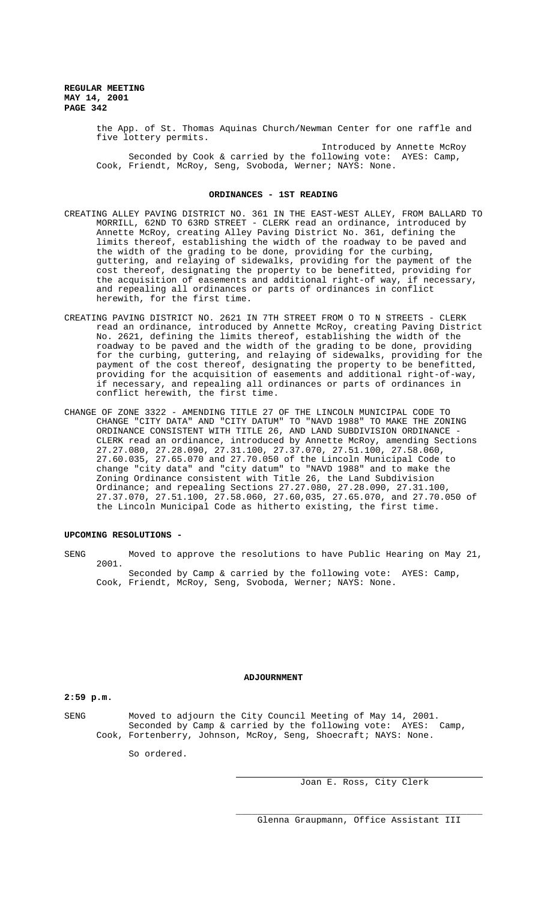the App. of St. Thomas Aquinas Church/Newman Center for one raffle and five lottery permits.

Introduced by Annette McRoy

Seconded by Cook & carried by the following vote: AYES: Camp, Cook, Friendt, McRoy, Seng, Svoboda, Werner; NAYS: None.

## ORDINANCES - 1ST READING

CREATING ALLEY PAVING DISTRICT NO. 361 IN THE EAST-WEST ALLEY, FROM BALLARD TO MORRILL, 62ND TO 63RD STREET - CLERK read an ordinance, introduced by Annette McRoy, creating Alley Paving District No. 361, defining the limits thereof, establishing the width of the roadway to be paved and the width of the grading to be done, providing for the curbing, guttering, and relaying of sidewalks, providing for the payment of the cost thereof, designating the property to be benefitted, providing for the acquisition of easements and additional right-of way, if necessary, and repealing all ordinances or parts of ordinances in conflict herewith, for the first time.

CREATING PAVING DISTRICT NO. 2621 IN 7TH STREET FROM O TO N STREETS - CLERK read an ordinance, introduced by Annette McRoy, creating Paving District No. 2621, defining the limits thereof, establishing the width of the roadway to be paved and the width of the grading to be done, providing for the curbing, guttering, and relaying of sidewalks, providing for the payment of the cost thereof, designating the property to be benefitted, providing for the acquisition of easements and additional right-of-way, if necessary, and repealing all ordinances or parts of ordinances in conflict herewith, the first time.

CHANGE OF ZONE 3322 - AMENDING TITLE 27 OF THE LINCOLN MUNICIPAL CODE TO CHANGE "CITY DATA" AND "CITY DATUM" TO "NAVD 1988" TO MAKE THE ZONING ORDINANCE CONSISTENT WITH TITLE 26, AND LAND SUBDIVISION ORDINANCE - CLERK read an ordinance, introduced by Annette McRoy, amending Sections 27.27.080, 27.28.090, 27.31.100, 27.37.070, 27.51.100, 27.58.060, 27.60.035, 27.65.070 and 27.70.050 of the Lincoln Municipal Code to change "city data" and "city datum" to "NAVD 1988" and to make the Zoning Ordinance consistent with Title 26, the Land Subdivision Ordinance; and repealing Sections 27.27.080, 27.28.090, 27.31.100, 27.37.070, 27.51.100, 27.58.060, 27.60,035, 27.65.070, and 27.70.050 of the Lincoln Municipal Code as hitherto existing, the first time.

## UPCOMING RESOLUTIONS -

SENG Moved to approve the resolutions to have Public Hearing on May 21, 2001.

Seconded by Camp & carried by the following vote: AYES: Camp, Cook, Friendt, McRoy, Seng, Svoboda, Werner; NAYS: None.

## ADJOURNMENT

**2:59 p.m.**

SENG Moved to adjourn the City Council Meeting of May 14, 2001.

Seconded by Camp & carried by the following vote: AYES: Camp, Cook, Fortenberry, Johnson, McRoy, Seng, Shoecraft; NAYS: None.

So ordered.

Joan E. Ross, City Clerk

Glenna Graupmann, Office Assistant III